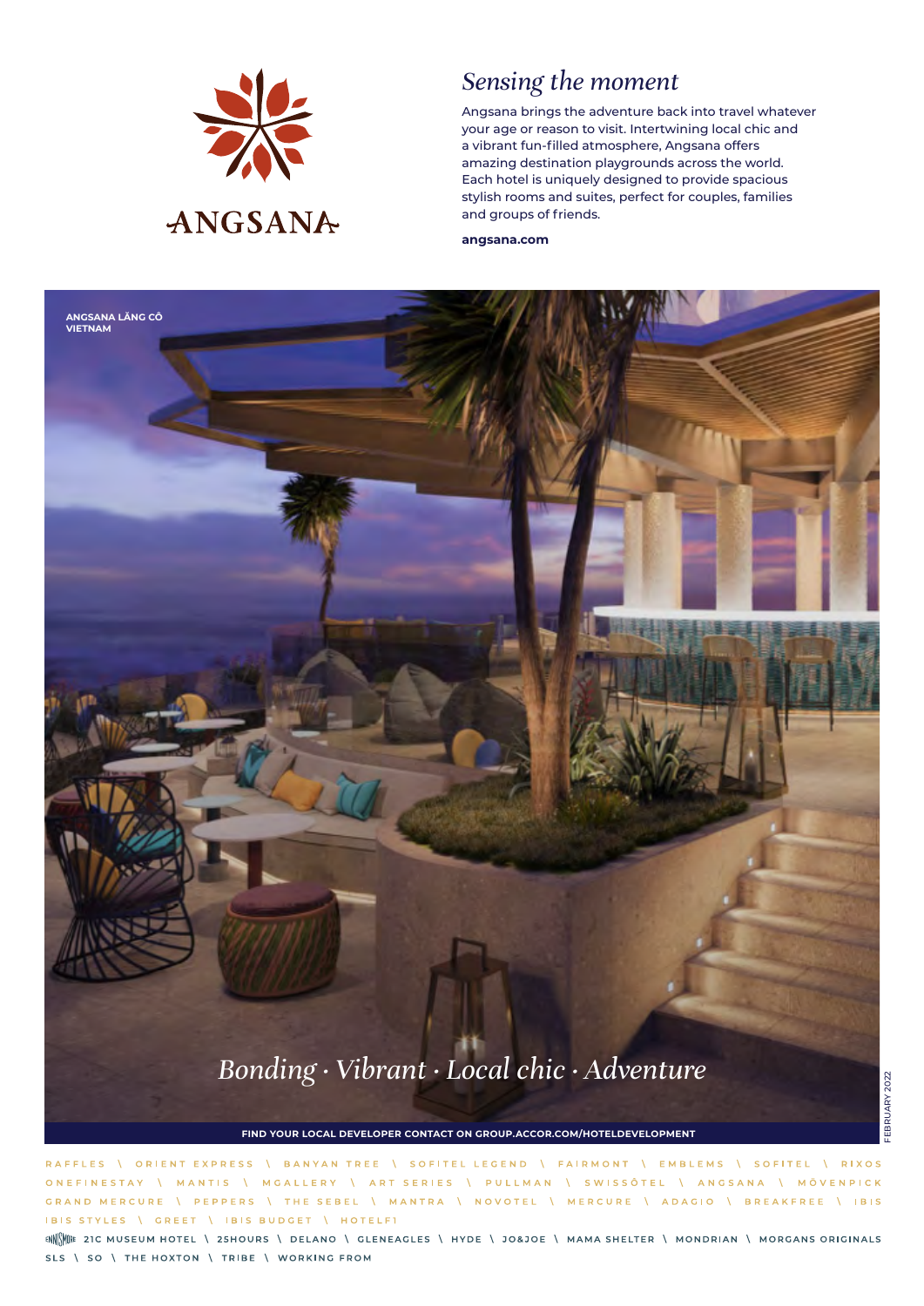ANGSANA

## *Sensing the moment*

Angsana brings the adventure back into travel whatever your age or reason to visit. Intertwining local chic and a vibrant fun-filled atmosphere, Angsana offers amazing destination playgrounds across the world. Each hotel is uniquely designed to provide spacious stylish rooms and suites, perfect for couples, families and groups of friends.

**angsana.com**

**ANGSANA LĂNG CÔ VIETNAM**

*Bonding · Vibrant · Local chic · Adventure*

**FIND YOUR LOCAL DEVELOPER CONTACT ON GROUP.ACCOR.COM/HOTELDEVELOPMENT**

FEBRUARY 2022

RAFFLES \ ORIENT EXPRESS \ BANYAN TREE \ SOFITEL LEGEND \ FAIRMONT \ EMBLEMS \ SOFITEL \ RIXOS ONEFINESTAY \ MANTIS \ MGALLERY \ ART SERIES \ PULLMAN \ SWISSÔTEL \ ANGSANA \ MÖVENPICK GRAND MERCURE \ PEPPERS \ THE SEBEL \ MANTRA \ NOVOTEL \ MERCURE \ ADAGIO \ BREAKFREE \ IBIS IBIS STYLES \ GREET \ IBIS BUDGET \ HOTELF1

ENNISMORE 21C MUSEUM HOTEL \ 25HOURS \ DELANO \ GLENEAGLES \ HYDE \ JO&JOE \ MAMA SHELTER \ MONDRIAN \ MORGANS ORIGINALS SLS \ SO \ THE HOXTON \ TRIBE \ WORKING FROM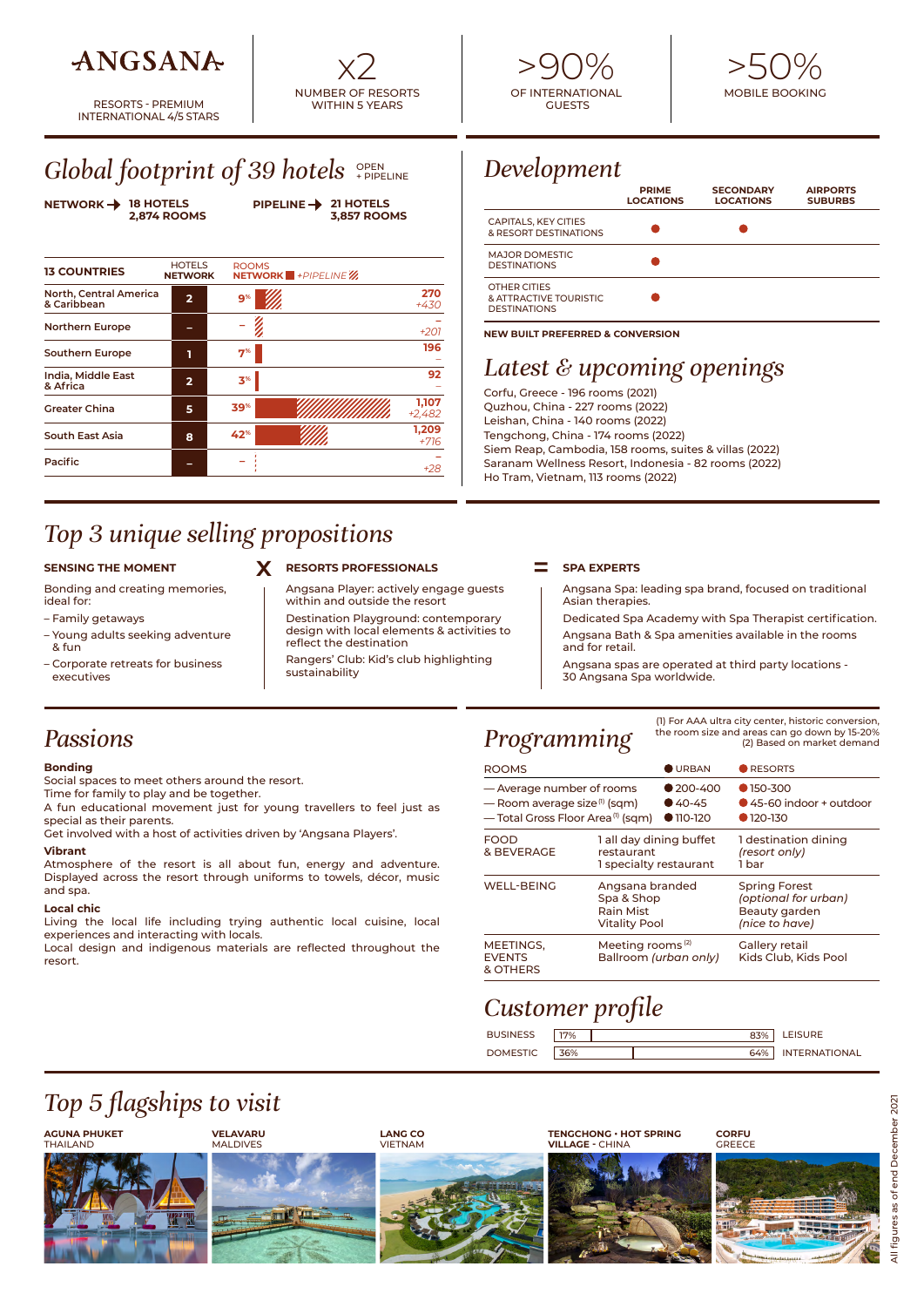# ANGSANA

RESORTS - PREMIUM INTERNATIONAL 4/5 STARS

x2
NUMBER OF RESORTS WITHIN 5 YEARS

>90%
OF INTERNATIONAL GUESTS

>50%
MOBILE BOOKING

## Global footprint of 39 hotels

OPEN + PIPELINE

**NETWORK → 18 HOTELS 2,874 ROOMS**

**PIPELINE → 21 HOTELS 3,857 ROOMS**

| 13 COUNTRIES | HOTELS NETWORK | ROOMS NETWORK | ROOMS NETWORK / +PIPELINE |
|---|---|---|---|
| North, Central America & Caribbean | 2 | 9% | 270 / +430 |
| Northern Europe | – | – | – / +201 |
| Southern Europe | 1 | 7% | 196 / – |
| India, Middle East & Africa | 2 | 3% | 92 / – |
| Greater China | 5 | 39% | 1,107 / +2,482 |
| South East Asia | 8 | 42% | 1,209 / +716 |
| Pacific | – | – | – / +28 |

## Development

| | PRIME LOCATIONS | SECONDARY LOCATIONS | AIRPORTS SUBURBS |
|---|---|---|---|
| CAPITALS, KEY CITIES & RESORT DESTINATIONS | ● | ● | |
| MAJOR DOMESTIC DESTINATIONS | ● | | |
| OTHER CITIES & ATTRACTIVE TOURISTIC DESTINATIONS | ● | | |

**NEW BUILT PREFERRED & CONVERSION**

## Latest & upcoming openings

Corfu, Greece - 196 rooms (2021)
Quzhou, China - 227 rooms (2022)
Leishan, China - 140 rooms (2022)
Tengchong, China - 174 rooms (2022)
Siem Reap, Cambodia, 158 rooms, suites & villas (2022)
Saranam Wellness Resort, Indonesia - 82 rooms (2022)
Ho Tram, Vietnam, 113 rooms (2022)

## Top 3 unique selling propositions

**SENSING THE MOMENT**

Bonding and creating memories, ideal for:

- Family getaways
- Young adults seeking adventure & fun
- Corporate retreats for business executives

**X**

**RESORTS PROFESSIONALS**

Angsana Player: actively engage guests within and outside the resort

Destination Playground: contemporary design with local elements & activities to reflect the destination

Rangers' Club: Kid's club highlighting sustainability

**=**

**SPA EXPERTS**

Angsana Spa: leading spa brand, focused on traditional Asian therapies.

Dedicated Spa Academy with Spa Therapist certification.

Angsana Bath & Spa amenities available in the rooms and for retail.

Angsana spas are operated at third party locations - 30 Angsana Spa worldwide.

## Passions

**Bonding**
Social spaces to meet others around the resort.
Time for family to play and be together.
A fun educational movement just for young travellers to feel just as special as their parents.
Get involved with a host of activities driven by 'Angsana Players'.

**Vibrant**
Atmosphere of the resort is all about fun, energy and adventure. Displayed across the resort through uniforms to towels, décor, music and spa.

**Local chic**
Living the local life including trying authentic local cuisine, local experiences and interacting with locals.
Local design and indigenous materials are reflected throughout the resort.

## Programming

(1) For AAA ultra city center, historic conversion, the room size and areas can go down by 15-20%
(2) Based on market demand

| ROOMS | ● URBAN | ● RESORTS |
|---|---|---|
| — Average number of rooms | ● 200-400 | ● 150-300 |
| — Room average size [1] (sqm) | ● 40-45 | ● 45-60 indoor + outdoor |
| — Total Gross Floor Area [1] (sqm) | ● 110-120 | ● 120-130 |
| FOOD & BEVERAGE | 1 all day dining buffet restaurant<br>1 specialty restaurant | 1 destination dining *(resort only)*<br>1 bar |
| WELL-BEING | Angsana branded Spa & Shop<br>Rain Mist<br>Vitality Pool | Spring Forest *(optional for urban)*<br>Beauty garden *(nice to have)* |
| MEETINGS, EVENTS & OTHERS | Meeting rooms [2]<br>Ballroom *(urban only)* | Gallery retail<br>Kids Club, Kids Pool |

## Customer profile

BUSINESS 17% — 83% LEISURE

DOMESTIC 36% — 64% INTERNATIONAL

## Top 5 flagships to visit

**AGUNA PHUKET** THAILAND

**VELAVARU** MALDIVES

**LANG CO** VIETNAM

**TENGCHONG - HOT SPRING VILLAGE** - CHINA

**CORFU** GREECE

All figures as of end December 2021